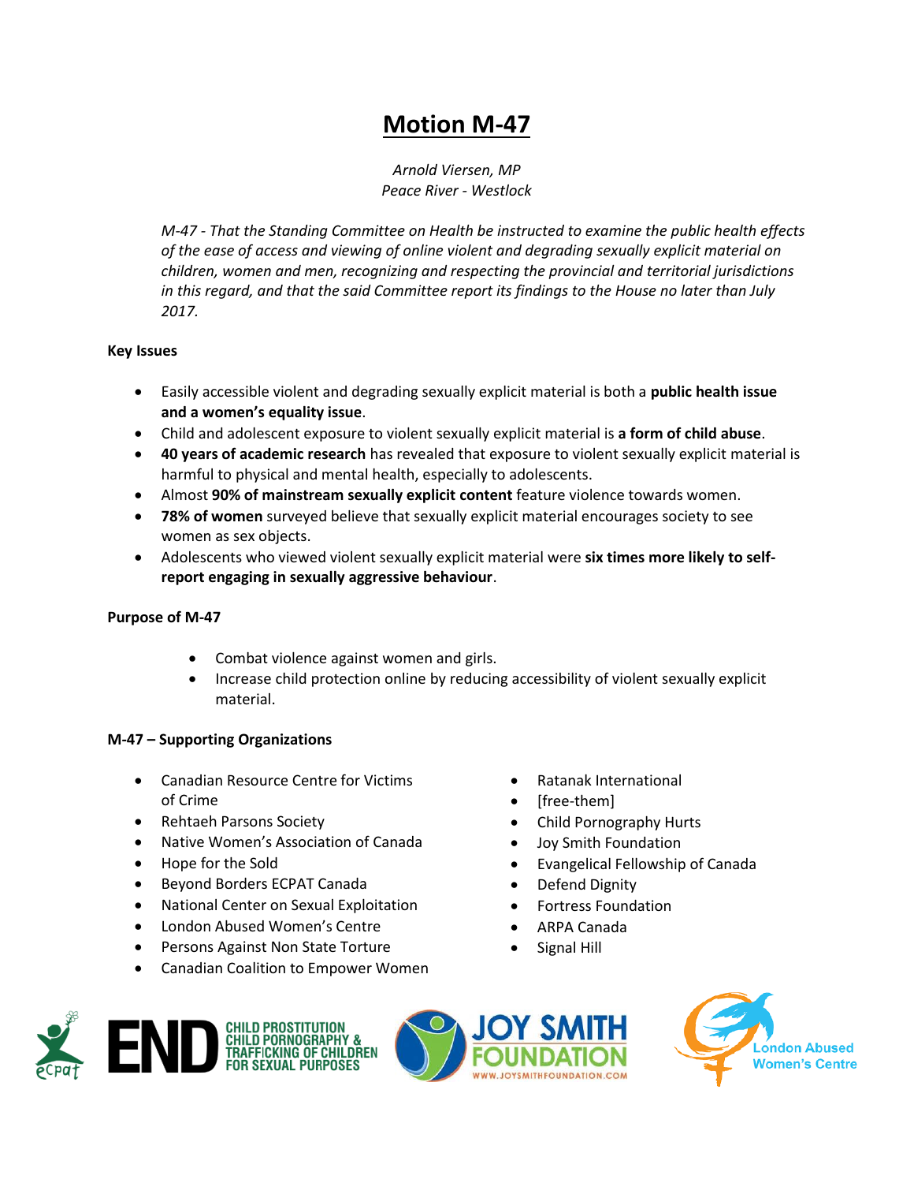# Motion M-47

*Arnold Viersen, MP*
*Peace River - Westlock*

*M-47 - That the Standing Committee on Health be instructed to examine the public health effects of the ease of access and viewing of online violent and degrading sexually explicit material on children, women and men, recognizing and respecting the provincial and territorial jurisdictions in this regard, and that the said Committee report its findings to the House no later than July 2017.*

**Key Issues**

- Easily accessible violent and degrading sexually explicit material is both a **public health issue and a women's equality issue**.
- Child and adolescent exposure to violent sexually explicit material is **a form of child abuse**.
- **40 years of academic research** has revealed that exposure to violent sexually explicit material is harmful to physical and mental health, especially to adolescents.
- Almost **90% of mainstream sexually explicit content** feature violence towards women.
- **78% of women** surveyed believe that sexually explicit material encourages society to see women as sex objects.
- Adolescents who viewed violent sexually explicit material were **six times more likely to self-report engaging in sexually aggressive behaviour**.

**Purpose of M-47**

- Combat violence against women and girls.
- Increase child protection online by reducing accessibility of violent sexually explicit material.

**M-47 – Supporting Organizations**

- Canadian Resource Centre for Victims of Crime
- Rehtaeh Parsons Society
- Native Women's Association of Canada
- Hope for the Sold
- Beyond Borders ECPAT Canada
- National Center on Sexual Exploitation
- London Abused Women's Centre
- Persons Against Non State Torture
- Canadian Coalition to Empower Women
- Ratanak International
- [free-them]
- Child Pornography Hurts
- Joy Smith Foundation
- Evangelical Fellowship of Canada
- Defend Dignity
- Fortress Foundation
- ARPA Canada
- Signal Hill

ecpat END CHILD PROSTITUTION CHILD PORNOGRAPHY & TRAFFICKING OF CHILDREN FOR SEXUAL PURPOSES

JOY SMITH FOUNDATION WWW.JOYSMITHFOUNDATION.COM

London Abused Women's Centre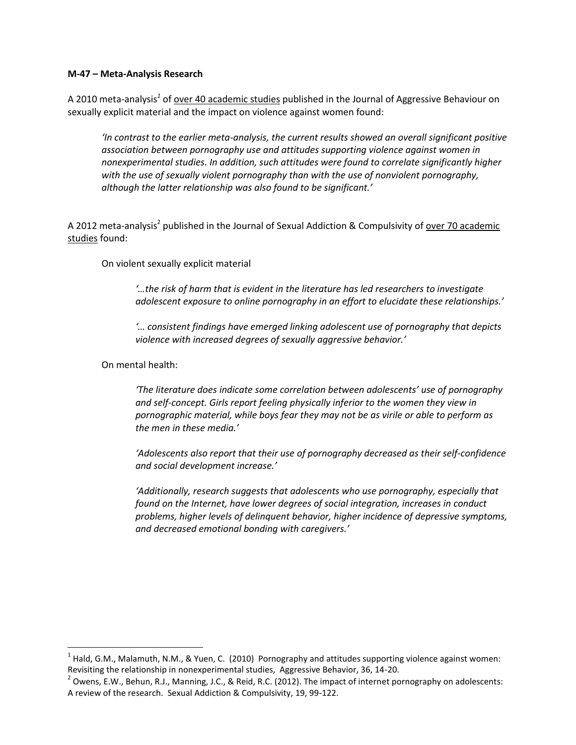**M-47 – Meta-Analysis Research**

A 2010 meta-analysis[1] of <u>over 40 academic studies</u> published in the Journal of Aggressive Behaviour on sexually explicit material and the impact on violence against women found:

> *'In contrast to the earlier meta-analysis, the current results showed an overall significant positive association between pornography use and attitudes supporting violence against women in nonexperimental studies. In addition, such attitudes were found to correlate significantly higher with the use of sexually violent pornography than with the use of nonviolent pornography, although the latter relationship was also found to be significant.'*

A 2012 meta-analysis[2] published in the Journal of Sexual Addiction & Compulsivity of <u>over 70 academic studies</u> found:

On violent sexually explicit material

> *'…the risk of harm that is evident in the literature has led researchers to investigate adolescent exposure to online pornography in an effort to elucidate these relationships.'*
>
> *'… consistent findings have emerged linking adolescent use of pornography that depicts violence with increased degrees of sexually aggressive behavior.'*

On mental health:

> *'The literature does indicate some correlation between adolescents' use of pornography and self-concept. Girls report feeling physically inferior to the women they view in pornographic material, while boys fear they may not be as virile or able to perform as the men in these media.'*
>
> *'Adolescents also report that their use of pornography decreased as their self-confidence and social development increase.'*
>
> *'Additionally, research suggests that adolescents who use pornography, especially that found on the Internet, have lower degrees of social integration, increases in conduct problems, higher levels of delinquent behavior, higher incidence of depressive symptoms, and decreased emotional bonding with caregivers.'*

---

[1] Hald, G.M., Malamuth, N.M., & Yuen, C. (2010) Pornography and attitudes supporting violence against women: Revisiting the relationship in nonexperimental studies, Aggressive Behavior, 36, 14-20.

[2] Owens, E.W., Behun, R.J., Manning, J.C., & Reid, R.C. (2012). The impact of internet pornography on adolescents: A review of the research. Sexual Addiction & Compulsivity, 19, 99-122.